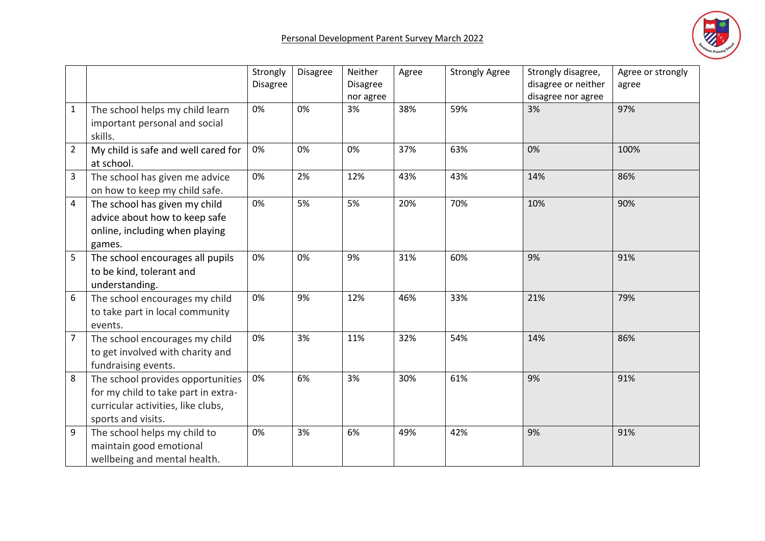Personal Development Parent Survey March 2022

| | | Strongly Disagree | Disagree | Neither Disagree nor agree | Agree | Strongly Agree | Strongly disagree, disagree or neither disagree nor agree | Agree or strongly agree |
|---|---|---|---|---|---|---|---|---|
| 1 | The school helps my child learn important personal and social skills. | 0% | 0% | 3% | 38% | 59% | 3% | 97% |
| 2 | My child is safe and well cared for at school. | 0% | 0% | 0% | 37% | 63% | 0% | 100% |
| 3 | The school has given me advice on how to keep my child safe. | 0% | 2% | 12% | 43% | 43% | 14% | 86% |
| 4 | The school has given my child advice about how to keep safe online, including when playing games. | 0% | 5% | 5% | 20% | 70% | 10% | 90% |
| 5 | The school encourages all pupils to be kind, tolerant and understanding. | 0% | 0% | 9% | 31% | 60% | 9% | 91% |
| 6 | The school encourages my child to take part in local community events. | 0% | 9% | 12% | 46% | 33% | 21% | 79% |
| 7 | The school encourages my child to get involved with charity and fundraising events. | 0% | 3% | 11% | 32% | 54% | 14% | 86% |
| 8 | The school provides opportunities for my child to take part in extra-curricular activities, like clubs, sports and visits. | 0% | 6% | 3% | 30% | 61% | 9% | 91% |
| 9 | The school helps my child to maintain good emotional wellbeing and mental health. | 0% | 3% | 6% | 49% | 42% | 9% | 91% |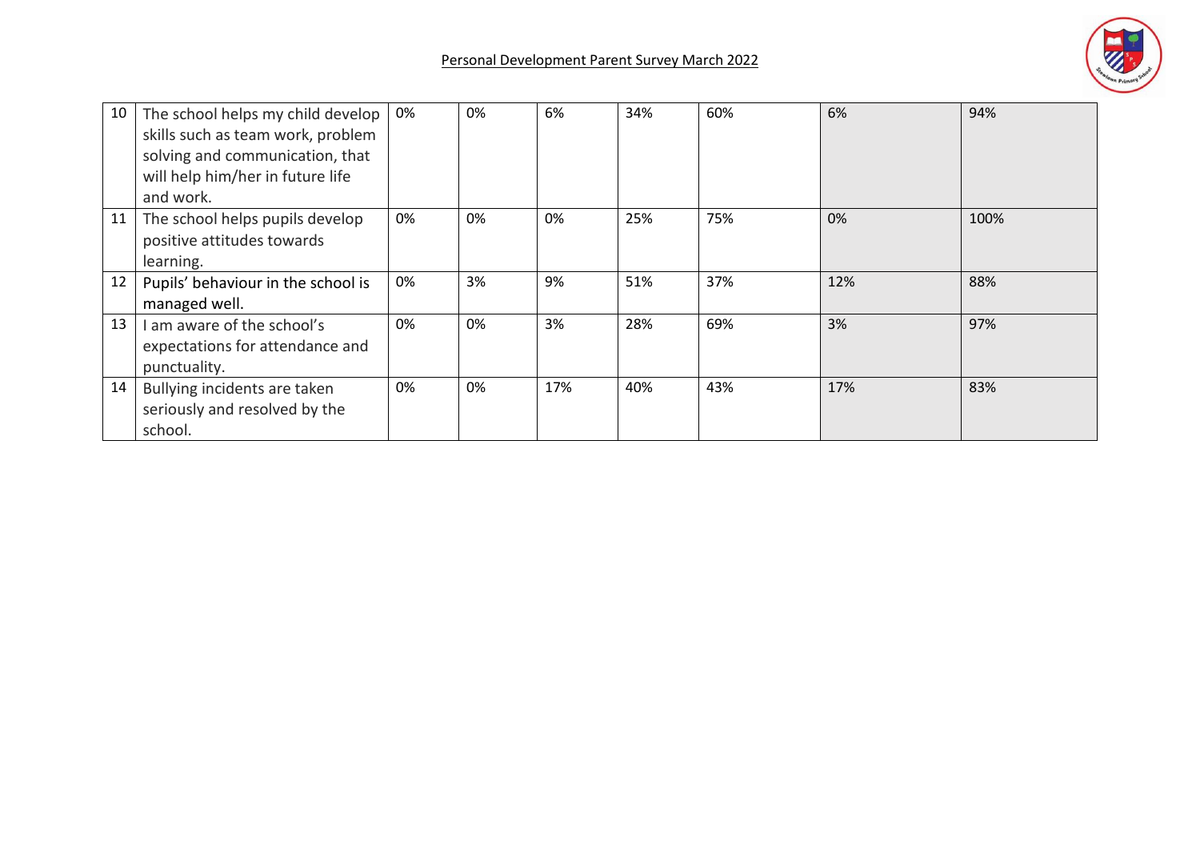Personal Development Parent Survey March 2022

| | | | | | | | | |
|---|---|---|---|---|---|---|---|---|
| 10 | The school helps my child develop skills such as team work, problem solving and communication, that will help him/her in future life and work. | 0% | 0% | 6% | 34% | 60% | 6% | 94% |
| 11 | The school helps pupils develop positive attitudes towards learning. | 0% | 0% | 0% | 25% | 75% | 0% | 100% |
| 12 | Pupils' behaviour in the school is managed well. | 0% | 3% | 9% | 51% | 37% | 12% | 88% |
| 13 | I am aware of the school's expectations for attendance and punctuality. | 0% | 0% | 3% | 28% | 69% | 3% | 97% |
| 14 | Bullying incidents are taken seriously and resolved by the school. | 0% | 0% | 17% | 40% | 43% | 17% | 83% |